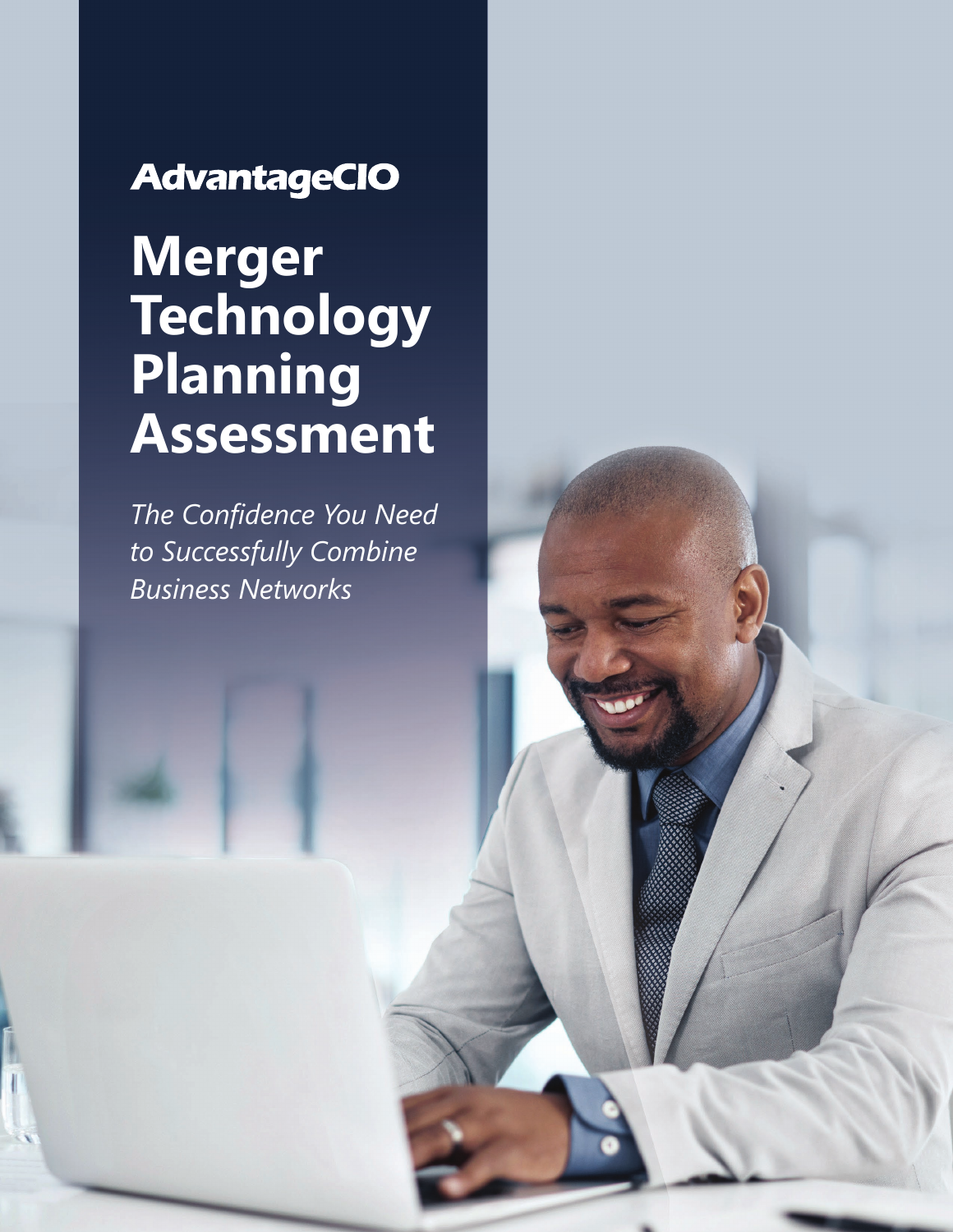AdvantageCIO

# Merger Technology Planning Assessment

*The Confidence You Need to Successfully Combine Business Networks*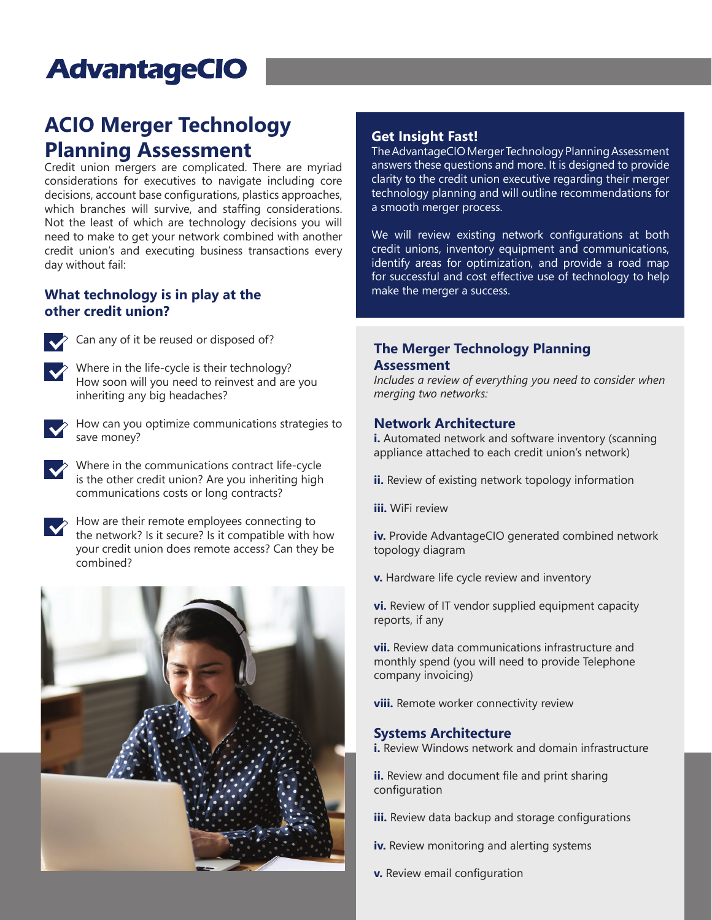AdvantageCIO

# ACIO Merger Technology Planning Assessment

Credit union mergers are complicated. There are myriad considerations for executives to navigate including core decisions, account base configurations, plastics approaches, which branches will survive, and staffing considerations. Not the least of which are technology decisions you will need to make to get your network combined with another credit union's and executing business transactions every day without fail:

## What technology is in play at the other credit union?

- Can any of it be reused or disposed of?
- Where in the life-cycle is their technology? How soon will you need to reinvest and are you inheriting any big headaches?
- How can you optimize communications strategies to save money?
- Where in the communications contract life-cycle is the other credit union? Are you inheriting high communications costs or long contracts?
- How are their remote employees connecting to the network? Is it secure? Is it compatible with how your credit union does remote access? Can they be combined?

## Get Insight Fast!

The AdvantageCIO Merger Technology Planning Assessment answers these questions and more. It is designed to provide clarity to the credit union executive regarding their merger technology planning and will outline recommendations for a smooth merger process.

We will review existing network configurations at both credit unions, inventory equipment and communications, identify areas for optimization, and provide a road map for successful and cost effective use of technology to help make the merger a success.

## The Merger Technology Planning Assessment

*Includes a review of everything you need to consider when merging two networks:*

### Network Architecture

**i.** Automated network and software inventory (scanning appliance attached to each credit union's network)

**ii.** Review of existing network topology information

**iii.** WiFi review

**iv.** Provide AdvantageCIO generated combined network topology diagram

**v.** Hardware life cycle review and inventory

**vi.** Review of IT vendor supplied equipment capacity reports, if any

**vii.** Review data communications infrastructure and monthly spend (you will need to provide Telephone company invoicing)

**viii.** Remote worker connectivity review

### Systems Architecture

**i.** Review Windows network and domain infrastructure

**ii.** Review and document file and print sharing configuration

**iii.** Review data backup and storage configurations

**iv.** Review monitoring and alerting systems

**v.** Review email configuration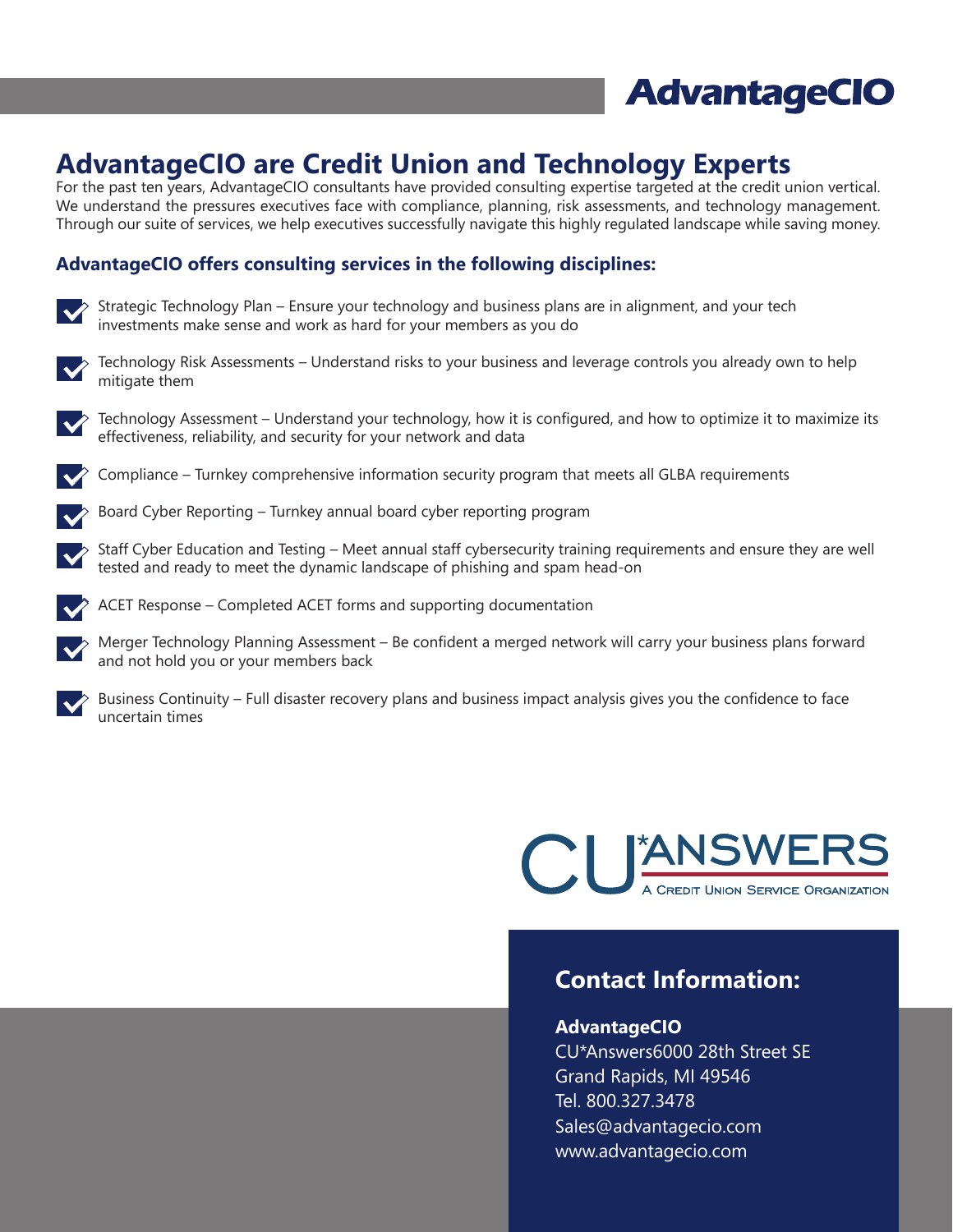# AdvantageCIO are Credit Union and Technology Experts

For the past ten years, AdvantageCIO consultants have provided consulting expertise targeted at the credit union vertical. We understand the pressures executives face with compliance, planning, risk assessments, and technology management. Through our suite of services, we help executives successfully navigate this highly regulated landscape while saving money.

### AdvantageCIO offers consulting services in the following disciplines:

- Strategic Technology Plan – Ensure your technology and business plans are in alignment, and your tech investments make sense and work as hard for your members as you do
- Technology Risk Assessments – Understand risks to your business and leverage controls you already own to help mitigate them
- Technology Assessment – Understand your technology, how it is configured, and how to optimize it to maximize its effectiveness, reliability, and security for your network and data
- Compliance – Turnkey comprehensive information security program that meets all GLBA requirements
- Board Cyber Reporting – Turnkey annual board cyber reporting program
- Staff Cyber Education and Testing – Meet annual staff cybersecurity training requirements and ensure they are well tested and ready to meet the dynamic landscape of phishing and spam head-on
- ACET Response – Completed ACET forms and supporting documentation
- Merger Technology Planning Assessment – Be confident a merged network will carry your business plans forward and not hold you or your members back
- Business Continuity – Full disaster recovery plans and business impact analysis gives you the confidence to face uncertain times

CU*ANSWERS
A Credit Union Service Organization

## Contact Information:

**AdvantageCIO**
CU*Answers6000 28th Street SE
Grand Rapids, MI 49546
Tel. 800.327.3478
Sales@advantagecio.com
www.advantagecio.com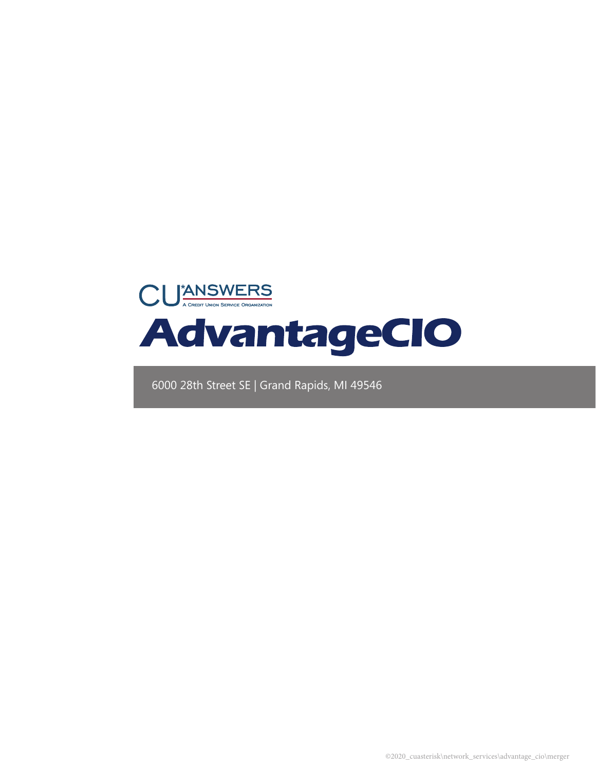CU*ANSWERS

A Credit Union Service Organization

AdvantageCIO

6000 28th Street SE | Grand Rapids, MI 49546

©2020_cuasterisk\network_services\advantage_cio\merger